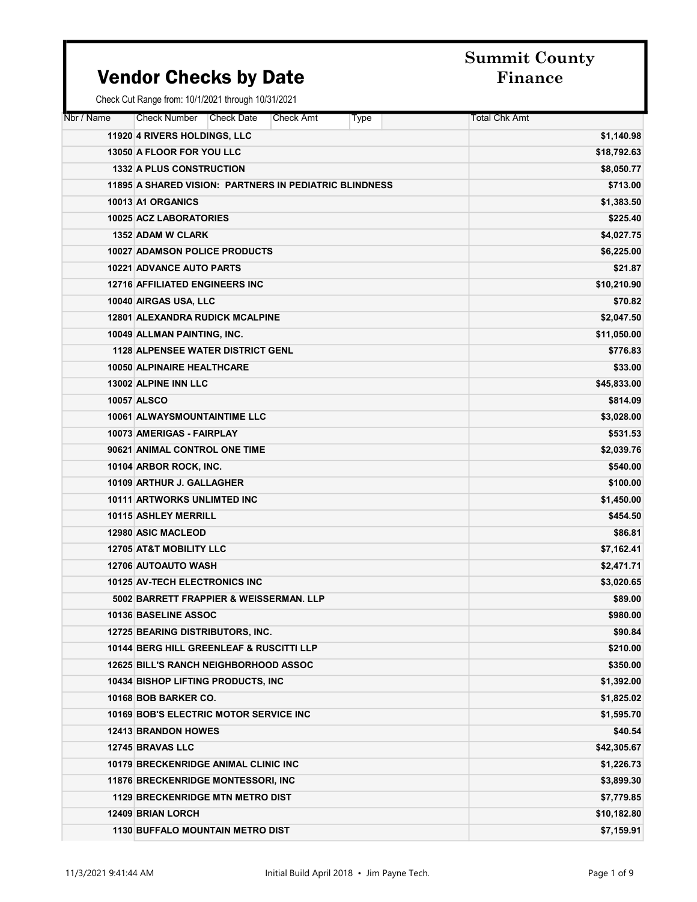# Vendor Checks by Date

**Summit County Finance**

Check Cut Range from: 10/1/2021 through 10/31/2021

| Nbr / Name | Check Number | Check Date | Check Amt | Type | Total Chk Amt |
|---|---|---|---|---|---|
| **11920 4 RIVERS HOLDINGS, LLC** | | | | | **$1,140.98** |
| **13050 A FLOOR FOR YOU LLC** | | | | | **$18,792.63** |
| **1332 A PLUS CONSTRUCTION** | | | | | **$8,050.77** |
| **11895 A SHARED VISION: PARTNERS IN PEDIATRIC BLINDNESS** | | | | | **$713.00** |
| **10013 A1 ORGANICS** | | | | | **$1,383.50** |
| **10025 ACZ LABORATORIES** | | | | | **$225.40** |
| **1352 ADAM W CLARK** | | | | | **$4,027.75** |
| **10027 ADAMSON POLICE PRODUCTS** | | | | | **$6,225.00** |
| **10221 ADVANCE AUTO PARTS** | | | | | **$21.87** |
| **12716 AFFILIATED ENGINEERS INC** | | | | | **$10,210.90** |
| **10040 AIRGAS USA, LLC** | | | | | **$70.82** |
| **12801 ALEXANDRA RUDICK MCALPINE** | | | | | **$2,047.50** |
| **10049 ALLMAN PAINTING, INC.** | | | | | **$11,050.00** |
| **1128 ALPENSEE WATER DISTRICT GENL** | | | | | **$776.83** |
| **10050 ALPINAIRE HEALTHCARE** | | | | | **$33.00** |
| **13002 ALPINE INN LLC** | | | | | **$45,833.00** |
| **10057 ALSCO** | | | | | **$814.09** |
| **10061 ALWAYSMOUNTAINTIME LLC** | | | | | **$3,028.00** |
| **10073 AMERIGAS - FAIRPLAY** | | | | | **$531.53** |
| **90621 ANIMAL CONTROL ONE TIME** | | | | | **$2,039.76** |
| **10104 ARBOR ROCK, INC.** | | | | | **$540.00** |
| **10109 ARTHUR J. GALLAGHER** | | | | | **$100.00** |
| **10111 ARTWORKS UNLIMTED INC** | | | | | **$1,450.00** |
| **10115 ASHLEY MERRILL** | | | | | **$454.50** |
| **12980 ASIC MACLEOD** | | | | | **$86.81** |
| **12705 AT&T MOBILITY LLC** | | | | | **$7,162.41** |
| **12706 AUTOAUTO WASH** | | | | | **$2,471.71** |
| **10125 AV-TECH ELECTRONICS INC** | | | | | **$3,020.65** |
| **5002 BARRETT FRAPPIER & WEISSERMAN. LLP** | | | | | **$89.00** |
| **10136 BASELINE ASSOC** | | | | | **$980.00** |
| **12725 BEARING DISTRIBUTORS, INC.** | | | | | **$90.84** |
| **10144 BERG HILL GREENLEAF & RUSCITTI LLP** | | | | | **$210.00** |
| **12625 BILL'S RANCH NEIGHBORHOOD ASSOC** | | | | | **$350.00** |
| **10434 BISHOP LIFTING PRODUCTS, INC** | | | | | **$1,392.00** |
| **10168 BOB BARKER CO.** | | | | | **$1,825.02** |
| **10169 BOB'S ELECTRIC MOTOR SERVICE INC** | | | | | **$1,595.70** |
| **12413 BRANDON HOWES** | | | | | **$40.54** |
| **12745 BRAVAS LLC** | | | | | **$42,305.67** |
| **10179 BRECKENRIDGE ANIMAL CLINIC INC** | | | | | **$1,226.73** |
| **11876 BRECKENRIDGE MONTESSORI, INC** | | | | | **$3,899.30** |
| **1129 BRECKENRIDGE MTN METRO DIST** | | | | | **$7,779.85** |
| **12409 BRIAN LORCH** | | | | | **$10,182.80** |
| **1130 BUFFALO MOUNTAIN METRO DIST** | | | | | **$7,159.91** |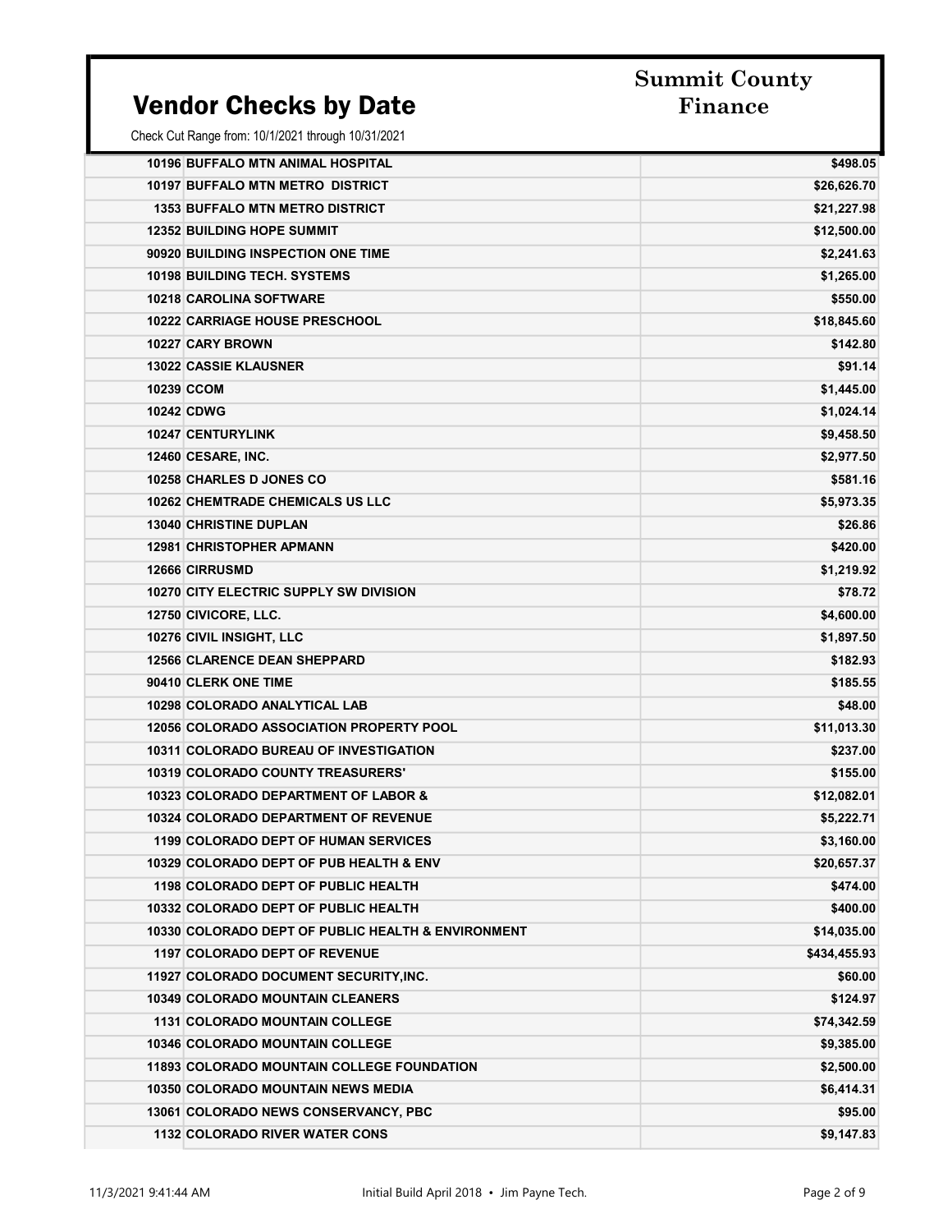# Vendor Checks by Date

**Summit County Finance**

Check Cut Range from: 10/1/2021 through 10/31/2021

| Vendor | Amount |
| --- | ---: |
| 10196 BUFFALO MTN ANIMAL HOSPITAL | $498.05 |
| 10197 BUFFALO MTN METRO DISTRICT | $26,626.70 |
| 1353 BUFFALO MTN METRO DISTRICT | $21,227.98 |
| 12352 BUILDING HOPE SUMMIT | $12,500.00 |
| 90920 BUILDING INSPECTION ONE TIME | $2,241.63 |
| 10198 BUILDING TECH. SYSTEMS | $1,265.00 |
| 10218 CAROLINA SOFTWARE | $550.00 |
| 10222 CARRIAGE HOUSE PRESCHOOL | $18,845.60 |
| 10227 CARY BROWN | $142.80 |
| 13022 CASSIE KLAUSNER | $91.14 |
| 10239 CCOM | $1,445.00 |
| 10242 CDWG | $1,024.14 |
| 10247 CENTURYLINK | $9,458.50 |
| 12460 CESARE, INC. | $2,977.50 |
| 10258 CHARLES D JONES CO | $581.16 |
| 10262 CHEMTRADE CHEMICALS US LLC | $5,973.35 |
| 13040 CHRISTINE DUPLAN | $26.86 |
| 12981 CHRISTOPHER APMANN | $420.00 |
| 12666 CIRRUSMD | $1,219.92 |
| 10270 CITY ELECTRIC SUPPLY SW DIVISION | $78.72 |
| 12750 CIVICORE, LLC. | $4,600.00 |
| 10276 CIVIL INSIGHT, LLC | $1,897.50 |
| 12566 CLARENCE DEAN SHEPPARD | $182.93 |
| 90410 CLERK ONE TIME | $185.55 |
| 10298 COLORADO ANALYTICAL LAB | $48.00 |
| 12056 COLORADO ASSOCIATION PROPERTY POOL | $11,013.30 |
| 10311 COLORADO BUREAU OF INVESTIGATION | $237.00 |
| 10319 COLORADO COUNTY TREASURERS' | $155.00 |
| 10323 COLORADO DEPARTMENT OF LABOR & | $12,082.01 |
| 10324 COLORADO DEPARTMENT OF REVENUE | $5,222.71 |
| 1199 COLORADO DEPT OF HUMAN SERVICES | $3,160.00 |
| 10329 COLORADO DEPT OF PUB HEALTH & ENV | $20,657.37 |
| 1198 COLORADO DEPT OF PUBLIC HEALTH | $474.00 |
| 10332 COLORADO DEPT OF PUBLIC HEALTH | $400.00 |
| 10330 COLORADO DEPT OF PUBLIC HEALTH & ENVIRONMENT | $14,035.00 |
| 1197 COLORADO DEPT OF REVENUE | $434,455.93 |
| 11927 COLORADO DOCUMENT SECURITY,INC. | $60.00 |
| 10349 COLORADO MOUNTAIN CLEANERS | $124.97 |
| 1131 COLORADO MOUNTAIN COLLEGE | $74,342.59 |
| 10346 COLORADO MOUNTAIN COLLEGE | $9,385.00 |
| 11893 COLORADO MOUNTAIN COLLEGE FOUNDATION | $2,500.00 |
| 10350 COLORADO MOUNTAIN NEWS MEDIA | $6,414.31 |
| 13061 COLORADO NEWS CONSERVANCY, PBC | $95.00 |
| 1132 COLORADO RIVER WATER CONS | $9,147.83 |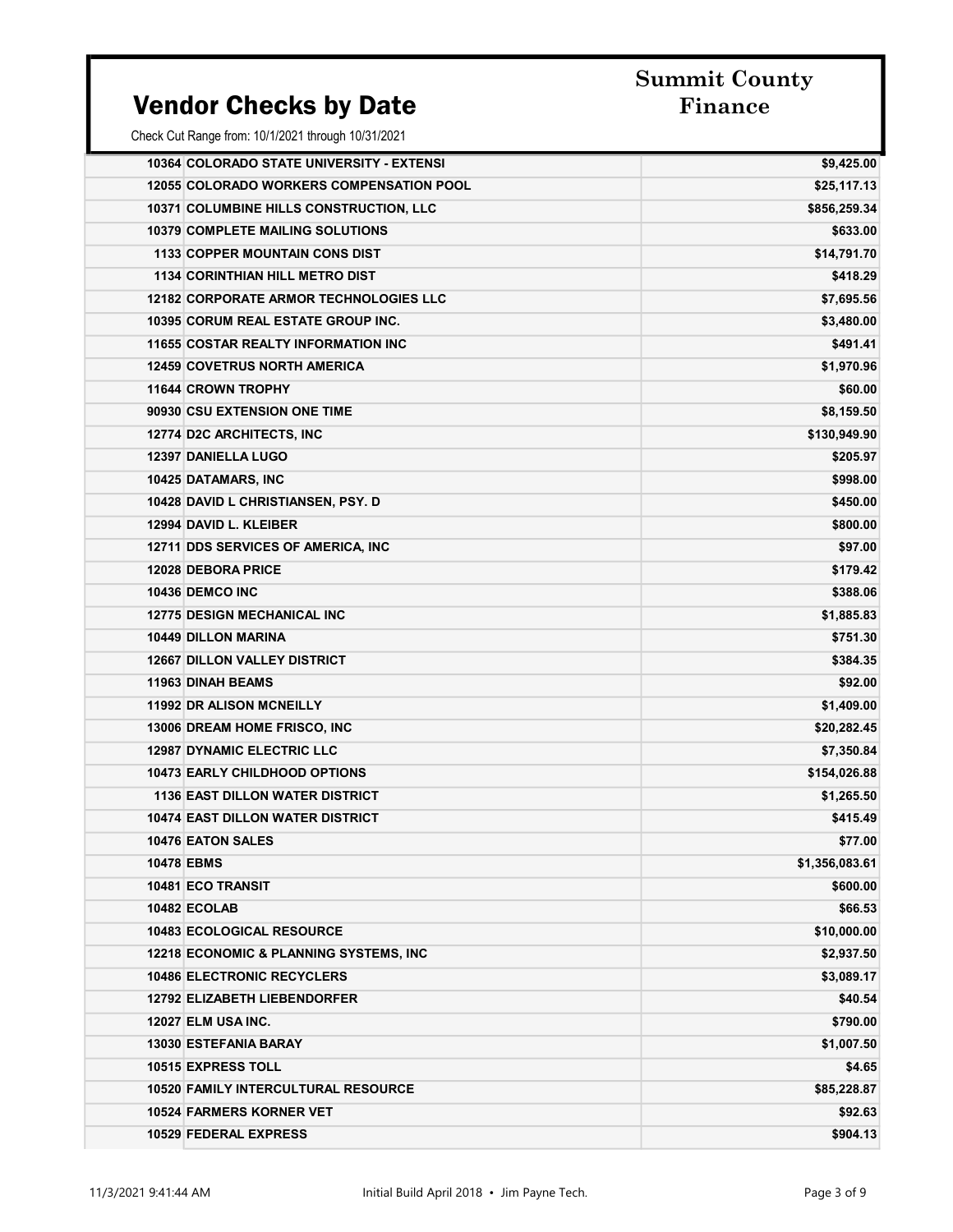# Vendor Checks by Date

**Summit County Finance**

Check Cut Range from: 10/1/2021 through 10/31/2021

| Vendor | Amount |
|---|---|
| 10364 COLORADO STATE UNIVERSITY - EXTENSI | $9,425.00 |
| 12055 COLORADO WORKERS COMPENSATION POOL | $25,117.13 |
| 10371 COLUMBINE HILLS CONSTRUCTION, LLC | $856,259.34 |
| 10379 COMPLETE MAILING SOLUTIONS | $633.00 |
| 1133 COPPER MOUNTAIN CONS DIST | $14,791.70 |
| 1134 CORINTHIAN HILL METRO DIST | $418.29 |
| 12182 CORPORATE ARMOR TECHNOLOGIES LLC | $7,695.56 |
| 10395 CORUM REAL ESTATE GROUP INC. | $3,480.00 |
| 11655 COSTAR REALTY INFORMATION INC | $491.41 |
| 12459 COVETRUS NORTH AMERICA | $1,970.96 |
| 11644 CROWN TROPHY | $60.00 |
| 90930 CSU EXTENSION ONE TIME | $8,159.50 |
| 12774 D2C ARCHITECTS, INC | $130,949.90 |
| 12397 DANIELLA LUGO | $205.97 |
| 10425 DATAMARS, INC | $998.00 |
| 10428 DAVID L CHRISTIANSEN, PSY. D | $450.00 |
| 12994 DAVID L. KLEIBER | $800.00 |
| 12711 DDS SERVICES OF AMERICA, INC | $97.00 |
| 12028 DEBORA PRICE | $179.42 |
| 10436 DEMCO INC | $388.06 |
| 12775 DESIGN MECHANICAL INC | $1,885.83 |
| 10449 DILLON MARINA | $751.30 |
| 12667 DILLON VALLEY DISTRICT | $384.35 |
| 11963 DINAH BEAMS | $92.00 |
| 11992 DR ALISON MCNEILLY | $1,409.00 |
| 13006 DREAM HOME FRISCO, INC | $20,282.45 |
| 12987 DYNAMIC ELECTRIC LLC | $7,350.84 |
| 10473 EARLY CHILDHOOD OPTIONS | $154,026.88 |
| 1136 EAST DILLON WATER DISTRICT | $1,265.50 |
| 10474 EAST DILLON WATER DISTRICT | $415.49 |
| 10476 EATON SALES | $77.00 |
| 10478 EBMS | $1,356,083.61 |
| 10481 ECO TRANSIT | $600.00 |
| 10482 ECOLAB | $66.53 |
| 10483 ECOLOGICAL RESOURCE | $10,000.00 |
| 12218 ECONOMIC & PLANNING SYSTEMS, INC | $2,937.50 |
| 10486 ELECTRONIC RECYCLERS | $3,089.17 |
| 12792 ELIZABETH LIEBENDORFER | $40.54 |
| 12027 ELM USA INC. | $790.00 |
| 13030 ESTEFANIA BARAY | $1,007.50 |
| 10515 EXPRESS TOLL | $4.65 |
| 10520 FAMILY INTERCULTURAL RESOURCE | $85,228.87 |
| 10524 FARMERS KORNER VET | $92.63 |
| 10529 FEDERAL EXPRESS | $904.13 |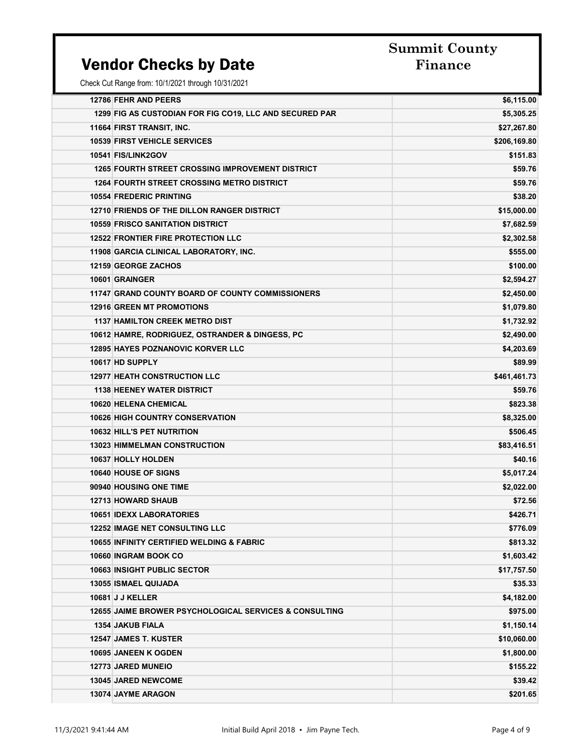# Vendor Checks by Date

**Summit County Finance**

Check Cut Range from: 10/1/2021 through 10/31/2021

| Vendor No. | Vendor Name | Amount |
|---|---|---|
| 12786 | FEHR AND PEERS | $6,115.00 |
| 1299 | FIG AS CUSTODIAN FOR FIG CO19, LLC AND SECURED PAR | $5,305.25 |
| 11664 | FIRST TRANSIT, INC. | $27,267.80 |
| 10539 | FIRST VEHICLE SERVICES | $206,169.80 |
| 10541 | FIS/LINK2GOV | $151.83 |
| 1265 | FOURTH STREET CROSSING IMPROVEMENT DISTRICT | $59.76 |
| 1264 | FOURTH STREET CROSSING METRO DISTRICT | $59.76 |
| 10554 | FREDERIC PRINTING | $38.20 |
| 12710 | FRIENDS OF THE DILLON RANGER DISTRICT | $15,000.00 |
| 10559 | FRISCO SANITATION DISTRICT | $7,682.59 |
| 12522 | FRONTIER FIRE PROTECTION LLC | $2,302.58 |
| 11908 | GARCIA CLINICAL LABORATORY, INC. | $555.00 |
| 12159 | GEORGE ZACHOS | $100.00 |
| 10601 | GRAINGER | $2,594.27 |
| 11747 | GRAND COUNTY BOARD OF COUNTY COMMISSIONERS | $2,450.00 |
| 12916 | GREEN MT PROMOTIONS | $1,079.80 |
| 1137 | HAMILTON CREEK METRO DIST | $1,732.92 |
| 10612 | HAMRE, RODRIGUEZ, OSTRANDER & DINGESS, PC | $2,490.00 |
| 12895 | HAYES POZNANOVIC KORVER LLC | $4,203.69 |
| 10617 | HD SUPPLY | $89.99 |
| 12977 | HEATH CONSTRUCTION LLC | $461,461.73 |
| 1138 | HEENEY WATER DISTRICT | $59.76 |
| 10620 | HELENA CHEMICAL | $823.38 |
| 10626 | HIGH COUNTRY CONSERVATION | $8,325.00 |
| 10632 | HILL'S PET NUTRITION | $506.45 |
| 13023 | HIMMELMAN CONSTRUCTION | $83,416.51 |
| 10637 | HOLLY HOLDEN | $40.16 |
| 10640 | HOUSE OF SIGNS | $5,017.24 |
| 90940 | HOUSING ONE TIME | $2,022.00 |
| 12713 | HOWARD SHAUB | $72.56 |
| 10651 | IDEXX LABORATORIES | $426.71 |
| 12252 | IMAGE NET CONSULTING LLC | $776.09 |
| 10655 | INFINITY CERTIFIED WELDING & FABRIC | $813.32 |
| 10660 | INGRAM BOOK CO | $1,603.42 |
| 10663 | INSIGHT PUBLIC SECTOR | $17,757.50 |
| 13055 | ISMAEL QUIJADA | $35.33 |
| 10681 | J J KELLER | $4,182.00 |
| 12655 | JAIME BROWER PSYCHOLOGICAL SERVICES & CONSULTING | $975.00 |
| 1354 | JAKUB FIALA | $1,150.14 |
| 12547 | JAMES T. KUSTER | $10,060.00 |
| 10695 | JANEEN K OGDEN | $1,800.00 |
| 12773 | JARED MUNEIO | $155.22 |
| 13045 | JARED NEWCOME | $39.42 |
| 13074 | JAYME ARAGON | $201.65 |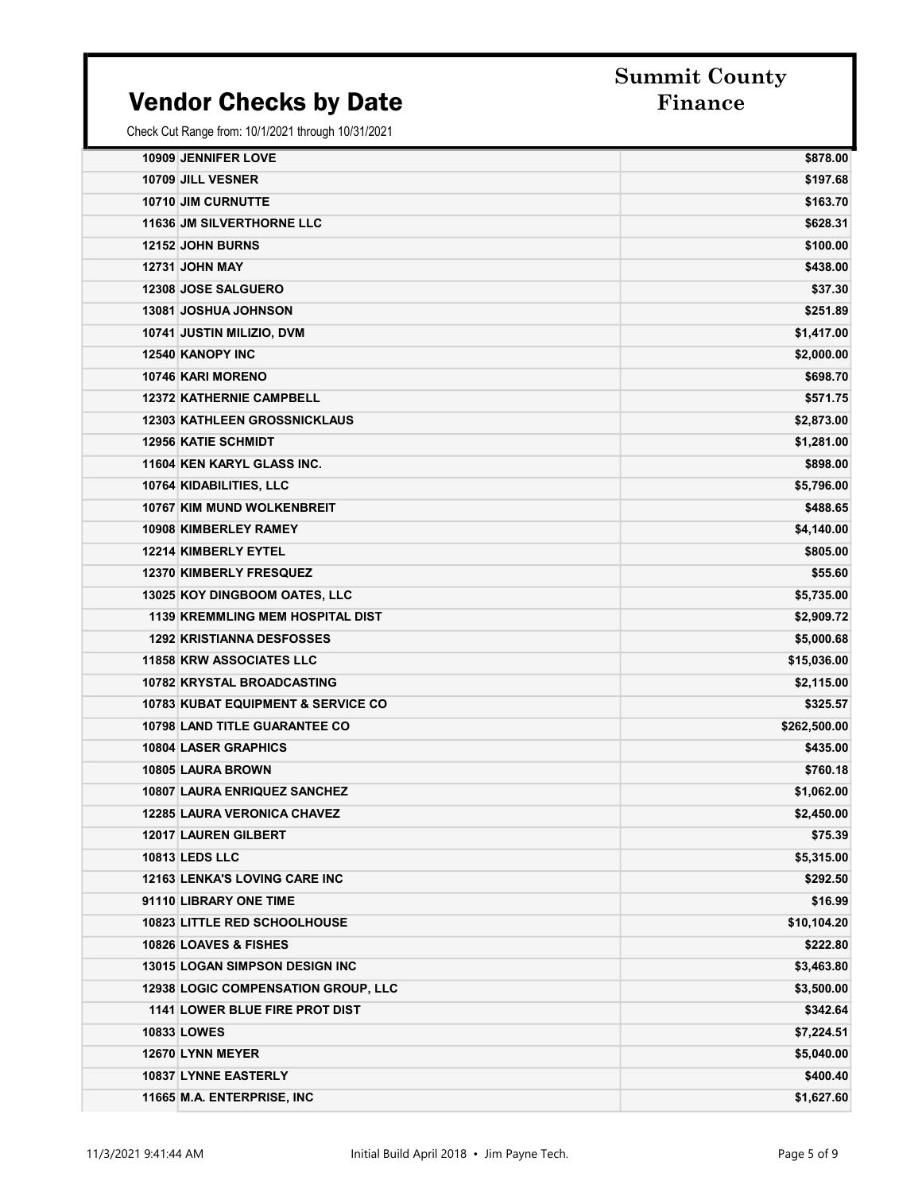# Vendor Checks by Date

**Summit County Finance**

Check Cut Range from: 10/1/2021 through 10/31/2021

| Vendor | Amount |
|---|---|
| 10909 JENNIFER LOVE | $878.00 |
| 10709 JILL VESNER | $197.68 |
| 10710 JIM CURNUTTE | $163.70 |
| 11636 JM SILVERTHORNE LLC | $628.31 |
| 12152 JOHN BURNS | $100.00 |
| 12731 JOHN MAY | $438.00 |
| 12308 JOSE SALGUERO | $37.30 |
| 13081 JOSHUA JOHNSON | $251.89 |
| 10741 JUSTIN MILIZIO, DVM | $1,417.00 |
| 12540 KANOPY INC | $2,000.00 |
| 10746 KARI MORENO | $698.70 |
| 12372 KATHERNIE CAMPBELL | $571.75 |
| 12303 KATHLEEN GROSSNICKLAUS | $2,873.00 |
| 12956 KATIE SCHMIDT | $1,281.00 |
| 11604 KEN KARYL GLASS INC. | $898.00 |
| 10764 KIDABILITIES, LLC | $5,796.00 |
| 10767 KIM MUND WOLKENBREIT | $488.65 |
| 10908 KIMBERLEY RAMEY | $4,140.00 |
| 12214 KIMBERLY EYTEL | $805.00 |
| 12370 KIMBERLY FRESQUEZ | $55.60 |
| 13025 KOY DINGBOOM OATES, LLC | $5,735.00 |
| 1139 KREMMLING MEM HOSPITAL DIST | $2,909.72 |
| 1292 KRISTIANNA DESFOSSES | $5,000.68 |
| 11858 KRW ASSOCIATES LLC | $15,036.00 |
| 10782 KRYSTAL BROADCASTING | $2,115.00 |
| 10783 KUBAT EQUIPMENT & SERVICE CO | $325.57 |
| 10798 LAND TITLE GUARANTEE CO | $262,500.00 |
| 10804 LASER GRAPHICS | $435.00 |
| 10805 LAURA BROWN | $760.18 |
| 10807 LAURA ENRIQUEZ SANCHEZ | $1,062.00 |
| 12285 LAURA VERONICA CHAVEZ | $2,450.00 |
| 12017 LAUREN GILBERT | $75.39 |
| 10813 LEDS LLC | $5,315.00 |
| 12163 LENKA'S LOVING CARE INC | $292.50 |
| 91110 LIBRARY ONE TIME | $16.99 |
| 10823 LITTLE RED SCHOOLHOUSE | $10,104.20 |
| 10826 LOAVES & FISHES | $222.80 |
| 13015 LOGAN SIMPSON DESIGN INC | $3,463.80 |
| 12938 LOGIC COMPENSATION GROUP, LLC | $3,500.00 |
| 1141 LOWER BLUE FIRE PROT DIST | $342.64 |
| 10833 LOWES | $7,224.51 |
| 12670 LYNN MEYER | $5,040.00 |
| 10837 LYNNE EASTERLY | $400.40 |
| 11665 M.A. ENTERPRISE, INC | $1,627.60 |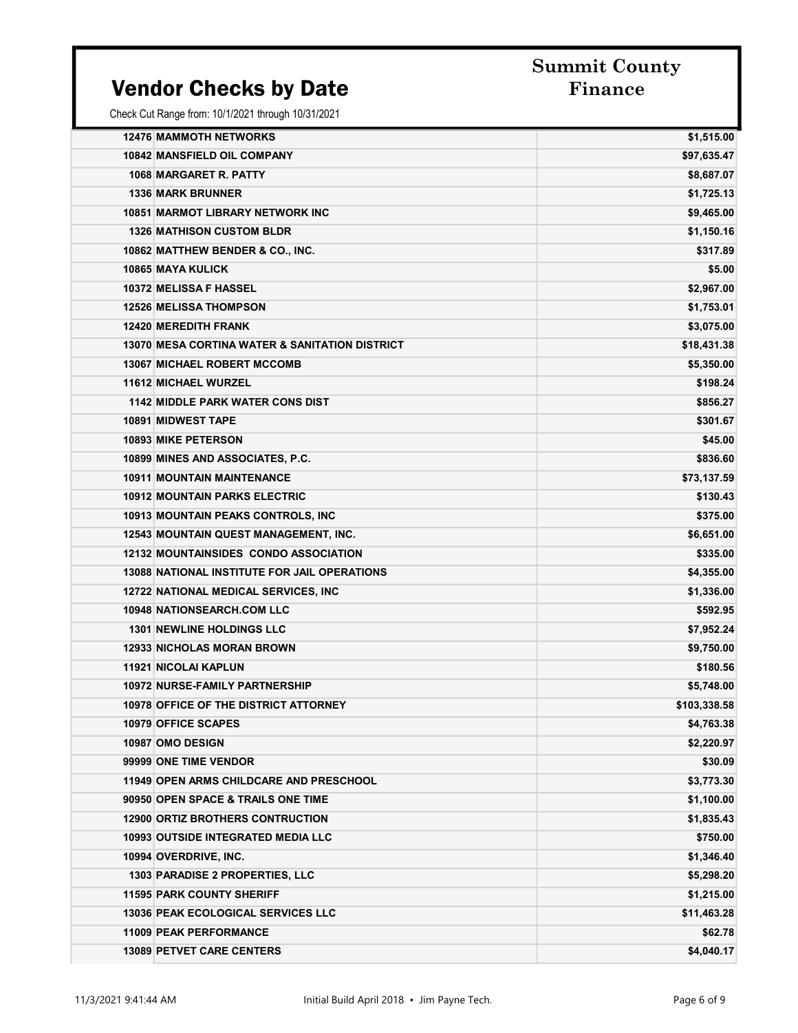# Vendor Checks by Date

**Summit County Finance**

Check Cut Range from: 10/1/2021 through 10/31/2021

| Vendor | Amount |
|---|---|
| 12476 MAMMOTH NETWORKS | $1,515.00 |
| 10842 MANSFIELD OIL COMPANY | $97,635.47 |
| 1068 MARGARET R. PATTY | $8,687.07 |
| 1336 MARK BRUNNER | $1,725.13 |
| 10851 MARMOT LIBRARY NETWORK INC | $9,465.00 |
| 1326 MATHISON CUSTOM BLDR | $1,150.16 |
| 10862 MATTHEW BENDER & CO., INC. | $317.89 |
| 10865 MAYA KULICK | $5.00 |
| 10372 MELISSA F HASSEL | $2,967.00 |
| 12526 MELISSA THOMPSON | $1,753.01 |
| 12420 MEREDITH FRANK | $3,075.00 |
| 13070 MESA CORTINA WATER & SANITATION DISTRICT | $18,431.38 |
| 13067 MICHAEL ROBERT MCCOMB | $5,350.00 |
| 11612 MICHAEL WURZEL | $198.24 |
| 1142 MIDDLE PARK WATER CONS DIST | $856.27 |
| 10891 MIDWEST TAPE | $301.67 |
| 10893 MIKE PETERSON | $45.00 |
| 10899 MINES AND ASSOCIATES, P.C. | $836.60 |
| 10911 MOUNTAIN MAINTENANCE | $73,137.59 |
| 10912 MOUNTAIN PARKS ELECTRIC | $130.43 |
| 10913 MOUNTAIN PEAKS CONTROLS, INC | $375.00 |
| 12543 MOUNTAIN QUEST MANAGEMENT, INC. | $6,651.00 |
| 12132 MOUNTAINSIDES CONDO ASSOCIATION | $335.00 |
| 13088 NATIONAL INSTITUTE FOR JAIL OPERATIONS | $4,355.00 |
| 12722 NATIONAL MEDICAL SERVICES, INC | $1,336.00 |
| 10948 NATIONSEARCH.COM LLC | $592.95 |
| 1301 NEWLINE HOLDINGS LLC | $7,952.24 |
| 12933 NICHOLAS MORAN BROWN | $9,750.00 |
| 11921 NICOLAI KAPLUN | $180.56 |
| 10972 NURSE-FAMILY PARTNERSHIP | $5,748.00 |
| 10978 OFFICE OF THE DISTRICT ATTORNEY | $103,338.58 |
| 10979 OFFICE SCAPES | $4,763.38 |
| 10987 OMO DESIGN | $2,220.97 |
| 99999 ONE TIME VENDOR | $30.09 |
| 11949 OPEN ARMS CHILDCARE AND PRESCHOOL | $3,773.30 |
| 90950 OPEN SPACE & TRAILS ONE TIME | $1,100.00 |
| 12900 ORTIZ BROTHERS CONTRUCTION | $1,835.43 |
| 10993 OUTSIDE INTEGRATED MEDIA LLC | $750.00 |
| 10994 OVERDRIVE, INC. | $1,346.40 |
| 1303 PARADISE 2 PROPERTIES, LLC | $5,298.20 |
| 11595 PARK COUNTY SHERIFF | $1,215.00 |
| 13036 PEAK ECOLOGICAL SERVICES LLC | $11,463.28 |
| 11009 PEAK PERFORMANCE | $62.78 |
| 13089 PETVET CARE CENTERS | $4,040.17 |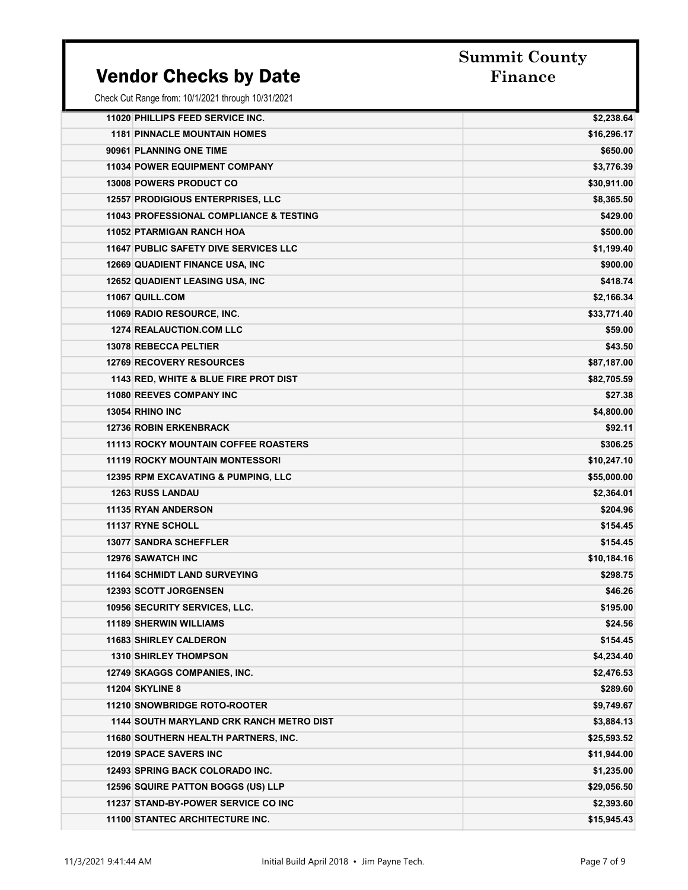# Vendor Checks by Date

**Summit County Finance**

Check Cut Range from: 10/1/2021 through 10/31/2021

| Vendor | Amount |
|---|---|
| 11020 PHILLIPS FEED SERVICE INC. | $2,238.64 |
| 1181 PINNACLE MOUNTAIN HOMES | $16,296.17 |
| 90961 PLANNING ONE TIME | $650.00 |
| 11034 POWER EQUIPMENT COMPANY | $3,776.39 |
| 13008 POWERS PRODUCT CO | $30,911.00 |
| 12557 PRODIGIOUS ENTERPRISES, LLC | $8,365.50 |
| 11043 PROFESSIONAL COMPLIANCE & TESTING | $429.00 |
| 11052 PTARMIGAN RANCH HOA | $500.00 |
| 11647 PUBLIC SAFETY DIVE SERVICES LLC | $1,199.40 |
| 12669 QUADIENT FINANCE USA, INC | $900.00 |
| 12652 QUADIENT LEASING USA, INC | $418.74 |
| 11067 QUILL.COM | $2,166.34 |
| 11069 RADIO RESOURCE, INC. | $33,771.40 |
| 1274 REALAUCTION.COM LLC | $59.00 |
| 13078 REBECCA PELTIER | $43.50 |
| 12769 RECOVERY RESOURCES | $87,187.00 |
| 1143 RED, WHITE & BLUE FIRE PROT DIST | $82,705.59 |
| 11080 REEVES COMPANY INC | $27.38 |
| 13054 RHINO INC | $4,800.00 |
| 12736 ROBIN ERKENBRACK | $92.11 |
| 11113 ROCKY MOUNTAIN COFFEE ROASTERS | $306.25 |
| 11119 ROCKY MOUNTAIN MONTESSORI | $10,247.10 |
| 12395 RPM EXCAVATING & PUMPING, LLC | $55,000.00 |
| 1263 RUSS LANDAU | $2,364.01 |
| 11135 RYAN ANDERSON | $204.96 |
| 11137 RYNE SCHOLL | $154.45 |
| 13077 SANDRA SCHEFFLER | $154.45 |
| 12976 SAWATCH INC | $10,184.16 |
| 11164 SCHMIDT LAND SURVEYING | $298.75 |
| 12393 SCOTT JORGENSEN | $46.26 |
| 10956 SECURITY SERVICES, LLC. | $195.00 |
| 11189 SHERWIN WILLIAMS | $24.56 |
| 11683 SHIRLEY CALDERON | $154.45 |
| 1310 SHIRLEY THOMPSON | $4,234.40 |
| 12749 SKAGGS COMPANIES, INC. | $2,476.53 |
| 11204 SKYLINE 8 | $289.60 |
| 11210 SNOWBRIDGE ROTO-ROOTER | $9,749.67 |
| 1144 SOUTH MARYLAND CRK RANCH METRO DIST | $3,884.13 |
| 11680 SOUTHERN HEALTH PARTNERS, INC. | $25,593.52 |
| 12019 SPACE SAVERS INC | $11,944.00 |
| 12493 SPRING BACK COLORADO INC. | $1,235.00 |
| 12596 SQUIRE PATTON BOGGS (US) LLP | $29,056.50 |
| 11237 STAND-BY-POWER SERVICE CO INC | $2,393.60 |
| 11100 STANTEC ARCHITECTURE INC. | $15,945.43 |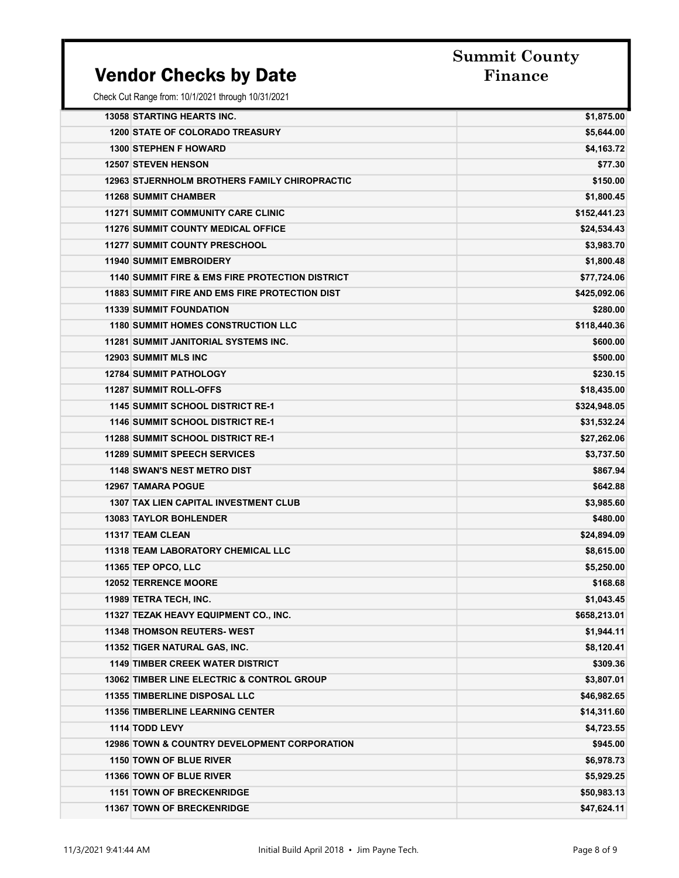# Vendor Checks by Date

**Summit County Finance**

Check Cut Range from: 10/1/2021 through 10/31/2021

| Vendor | Amount |
|---|---|
| 13058 STARTING HEARTS INC. | $1,875.00 |
| 1200 STATE OF COLORADO TREASURY | $5,644.00 |
| 1300 STEPHEN F HOWARD | $4,163.72 |
| 12507 STEVEN HENSON | $77.30 |
| 12963 STJERNHOLM BROTHERS FAMILY CHIROPRACTIC | $150.00 |
| 11268 SUMMIT CHAMBER | $1,800.45 |
| 11271 SUMMIT COMMUNITY CARE CLINIC | $152,441.23 |
| 11276 SUMMIT COUNTY MEDICAL OFFICE | $24,534.43 |
| 11277 SUMMIT COUNTY PRESCHOOL | $3,983.70 |
| 11940 SUMMIT EMBROIDERY | $1,800.48 |
| 1140 SUMMIT FIRE & EMS FIRE PROTECTION DISTRICT | $77,724.06 |
| 11883 SUMMIT FIRE AND EMS FIRE PROTECTION DIST | $425,092.06 |
| 11339 SUMMIT FOUNDATION | $280.00 |
| 1180 SUMMIT HOMES CONSTRUCTION LLC | $118,440.36 |
| 11281 SUMMIT JANITORIAL SYSTEMS INC. | $600.00 |
| 12903 SUMMIT MLS INC | $500.00 |
| 12784 SUMMIT PATHOLOGY | $230.15 |
| 11287 SUMMIT ROLL-OFFS | $18,435.00 |
| 1145 SUMMIT SCHOOL DISTRICT RE-1 | $324,948.05 |
| 1146 SUMMIT SCHOOL DISTRICT RE-1 | $31,532.24 |
| 11288 SUMMIT SCHOOL DISTRICT RE-1 | $27,262.06 |
| 11289 SUMMIT SPEECH SERVICES | $3,737.50 |
| 1148 SWAN'S NEST METRO DIST | $867.94 |
| 12967 TAMARA POGUE | $642.88 |
| 1307 TAX LIEN CAPITAL INVESTMENT CLUB | $3,985.60 |
| 13083 TAYLOR BOHLENDER | $480.00 |
| 11317 TEAM CLEAN | $24,894.09 |
| 11318 TEAM LABORATORY CHEMICAL LLC | $8,615.00 |
| 11365 TEP OPCO, LLC | $5,250.00 |
| 12052 TERRENCE MOORE | $168.68 |
| 11989 TETRA TECH, INC. | $1,043.45 |
| 11327 TEZAK HEAVY EQUIPMENT CO., INC. | $658,213.01 |
| 11348 THOMSON REUTERS- WEST | $1,944.11 |
| 11352 TIGER NATURAL GAS, INC. | $8,120.41 |
| 1149 TIMBER CREEK WATER DISTRICT | $309.36 |
| 13062 TIMBER LINE ELECTRIC & CONTROL GROUP | $3,807.01 |
| 11355 TIMBERLINE DISPOSAL LLC | $46,982.65 |
| 11356 TIMBERLINE LEARNING CENTER | $14,311.60 |
| 1114 TODD LEVY | $4,723.55 |
| 12986 TOWN & COUNTRY DEVELOPMENT CORPORATION | $945.00 |
| 1150 TOWN OF BLUE RIVER | $6,978.73 |
| 11366 TOWN OF BLUE RIVER | $5,929.25 |
| 1151 TOWN OF BRECKENRIDGE | $50,983.13 |
| 11367 TOWN OF BRECKENRIDGE | $47,624.11 |

11/3/2021 9:41:44 AM — Initial Build April 2018 • Jim Payne Tech.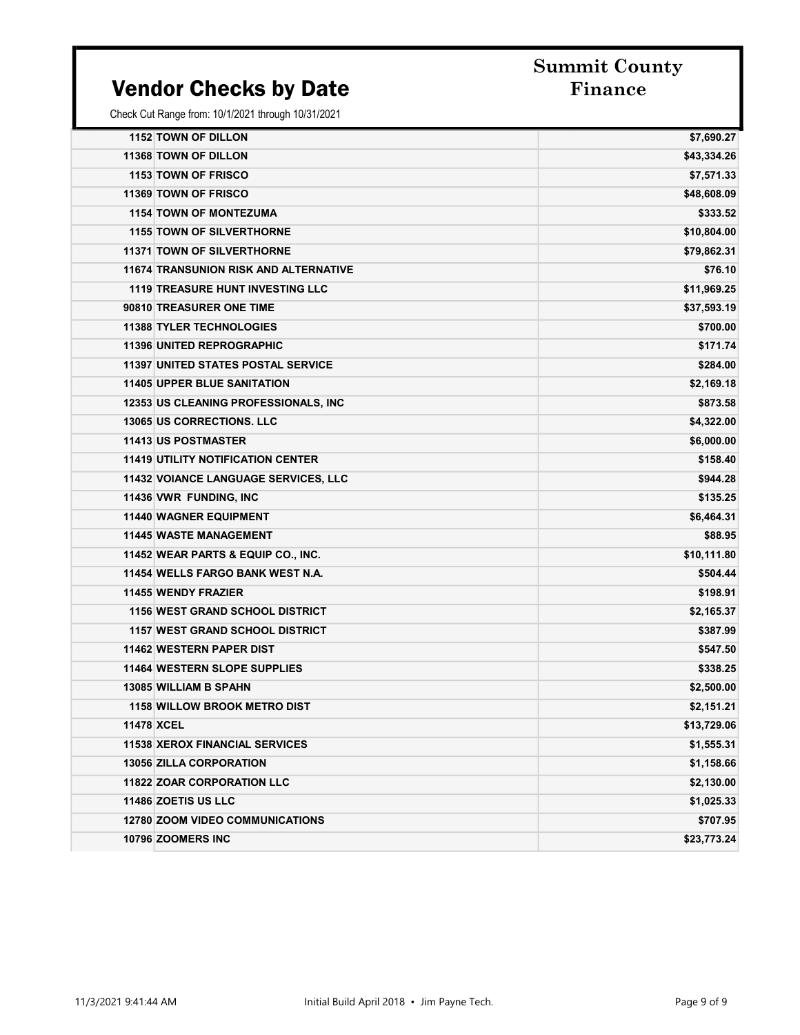# Vendor Checks by Date

**Summit County Finance**

Check Cut Range from: 10/1/2021 through 10/31/2021

| | | |
|---|---|---|
| 1152 | TOWN OF DILLON | $7,690.27 |
| 11368 | TOWN OF DILLON | $43,334.26 |
| 1153 | TOWN OF FRISCO | $7,571.33 |
| 11369 | TOWN OF FRISCO | $48,608.09 |
| 1154 | TOWN OF MONTEZUMA | $333.52 |
| 1155 | TOWN OF SILVERTHORNE | $10,804.00 |
| 11371 | TOWN OF SILVERTHORNE | $79,862.31 |
| 11674 | TRANSUNION RISK AND ALTERNATIVE | $76.10 |
| 1119 | TREASURE HUNT INVESTING LLC | $11,969.25 |
| 90810 | TREASURER ONE TIME | $37,593.19 |
| 11388 | TYLER TECHNOLOGIES | $700.00 |
| 11396 | UNITED REPROGRAPHIC | $171.74 |
| 11397 | UNITED STATES POSTAL SERVICE | $284.00 |
| 11405 | UPPER BLUE SANITATION | $2,169.18 |
| 12353 | US CLEANING PROFESSIONALS, INC | $873.58 |
| 13065 | US CORRECTIONS. LLC | $4,322.00 |
| 11413 | US POSTMASTER | $6,000.00 |
| 11419 | UTILITY NOTIFICATION CENTER | $158.40 |
| 11432 | VOIANCE LANGUAGE SERVICES, LLC | $944.28 |
| 11436 | VWR FUNDING, INC | $135.25 |
| 11440 | WAGNER EQUIPMENT | $6,464.31 |
| 11445 | WASTE MANAGEMENT | $88.95 |
| 11452 | WEAR PARTS & EQUIP CO., INC. | $10,111.80 |
| 11454 | WELLS FARGO BANK WEST N.A. | $504.44 |
| 11455 | WENDY FRAZIER | $198.91 |
| 1156 | WEST GRAND SCHOOL DISTRICT | $2,165.37 |
| 1157 | WEST GRAND SCHOOL DISTRICT | $387.99 |
| 11462 | WESTERN PAPER DIST | $547.50 |
| 11464 | WESTERN SLOPE SUPPLIES | $338.25 |
| 13085 | WILLIAM B SPAHN | $2,500.00 |
| 1158 | WILLOW BROOK METRO DIST | $2,151.21 |
| 11478 | XCEL | $13,729.06 |
| 11538 | XEROX FINANCIAL SERVICES | $1,555.31 |
| 13056 | ZILLA CORPORATION | $1,158.66 |
| 11822 | ZOAR CORPORATION LLC | $2,130.00 |
| 11486 | ZOETIS US LLC | $1,025.33 |
| 12780 | ZOOM VIDEO COMMUNICATIONS | $707.95 |
| 10796 | ZOOMERS INC | $23,773.24 |

11/3/2021 9:41:44 AM

Initial Build April 2018 • Jim Payne Tech.